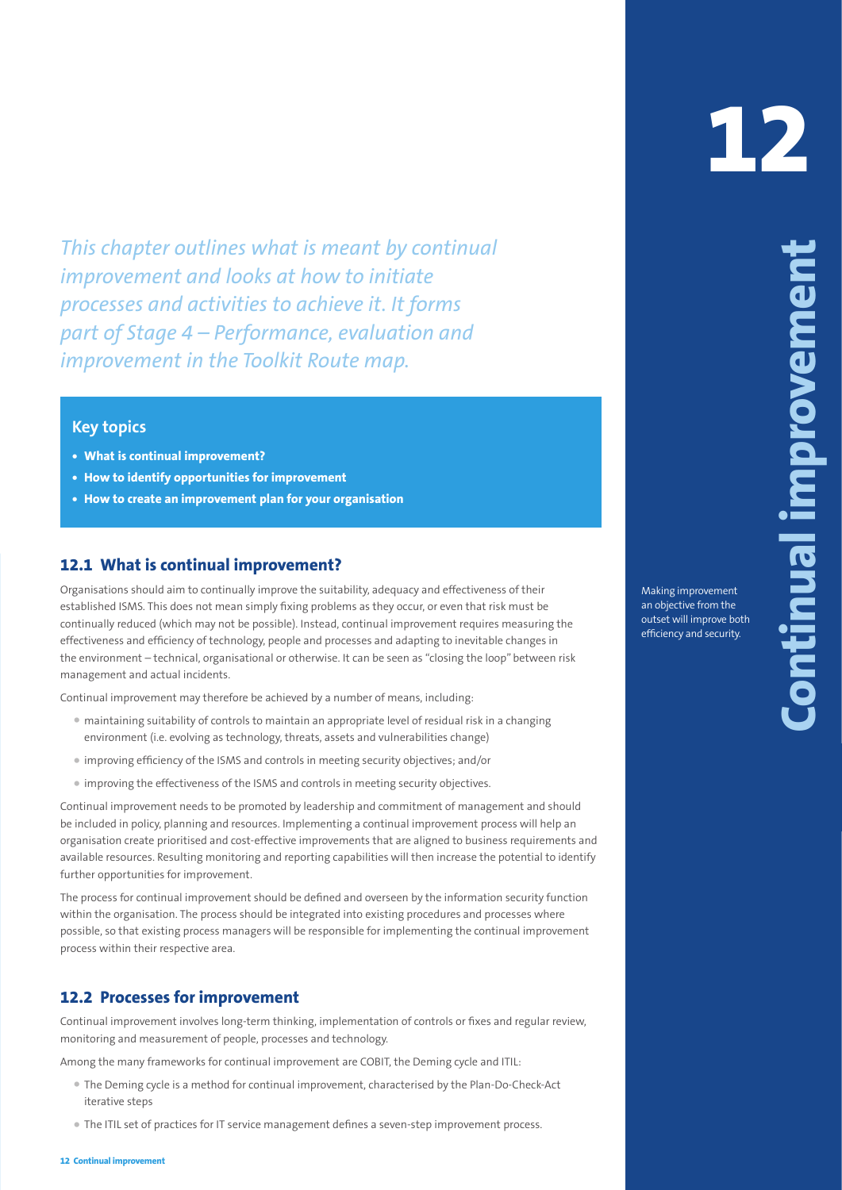# 12 Continual improvement

*This chapter outlines what is meant by continual improvement and looks at how to initiate processes and activities to achieve it. It forms part of Stage 4 – Performance, evaluation and improvement in the Toolkit Route map.*

### Key topics

- **What is continual improvement?**
- **How to identify opportunities for improvement**
- **How to create an improvement plan for your organisation**

## 12.1 What is continual improvement?

Organisations should aim to continually improve the suitability, adequacy and effectiveness of their established ISMS. This does not mean simply fixing problems as they occur, or even that risk must be continually reduced (which may not be possible). Instead, continual improvement requires measuring the effectiveness and efficiency of technology, people and processes and adapting to inevitable changes in the environment – technical, organisational or otherwise. It can be seen as "closing the loop" between risk management and actual incidents.

Making improvement an objective from the outset will improve both efficiency and security.

Continual improvement may therefore be achieved by a number of means, including:

- maintaining suitability of controls to maintain an appropriate level of residual risk in a changing environment (i.e. evolving as technology, threats, assets and vulnerabilities change)
- improving efficiency of the ISMS and controls in meeting security objectives; and/or
- improving the effectiveness of the ISMS and controls in meeting security objectives.

Continual improvement needs to be promoted by leadership and commitment of management and should be included in policy, planning and resources. Implementing a continual improvement process will help an organisation create prioritised and cost-effective improvements that are aligned to business requirements and available resources. Resulting monitoring and reporting capabilities will then increase the potential to identify further opportunities for improvement.

The process for continual improvement should be defined and overseen by the information security function within the organisation. The process should be integrated into existing procedures and processes where possible, so that existing process managers will be responsible for implementing the continual improvement process within their respective area.

## 12.2 Processes for improvement

Continual improvement involves long-term thinking, implementation of controls or fixes and regular review, monitoring and measurement of people, processes and technology.

Among the many frameworks for continual improvement are COBIT, the Deming cycle and ITIL:

- The Deming cycle is a method for continual improvement, characterised by the Plan-Do-Check-Act iterative steps
- The ITIL set of practices for IT service management defines a seven-step improvement process.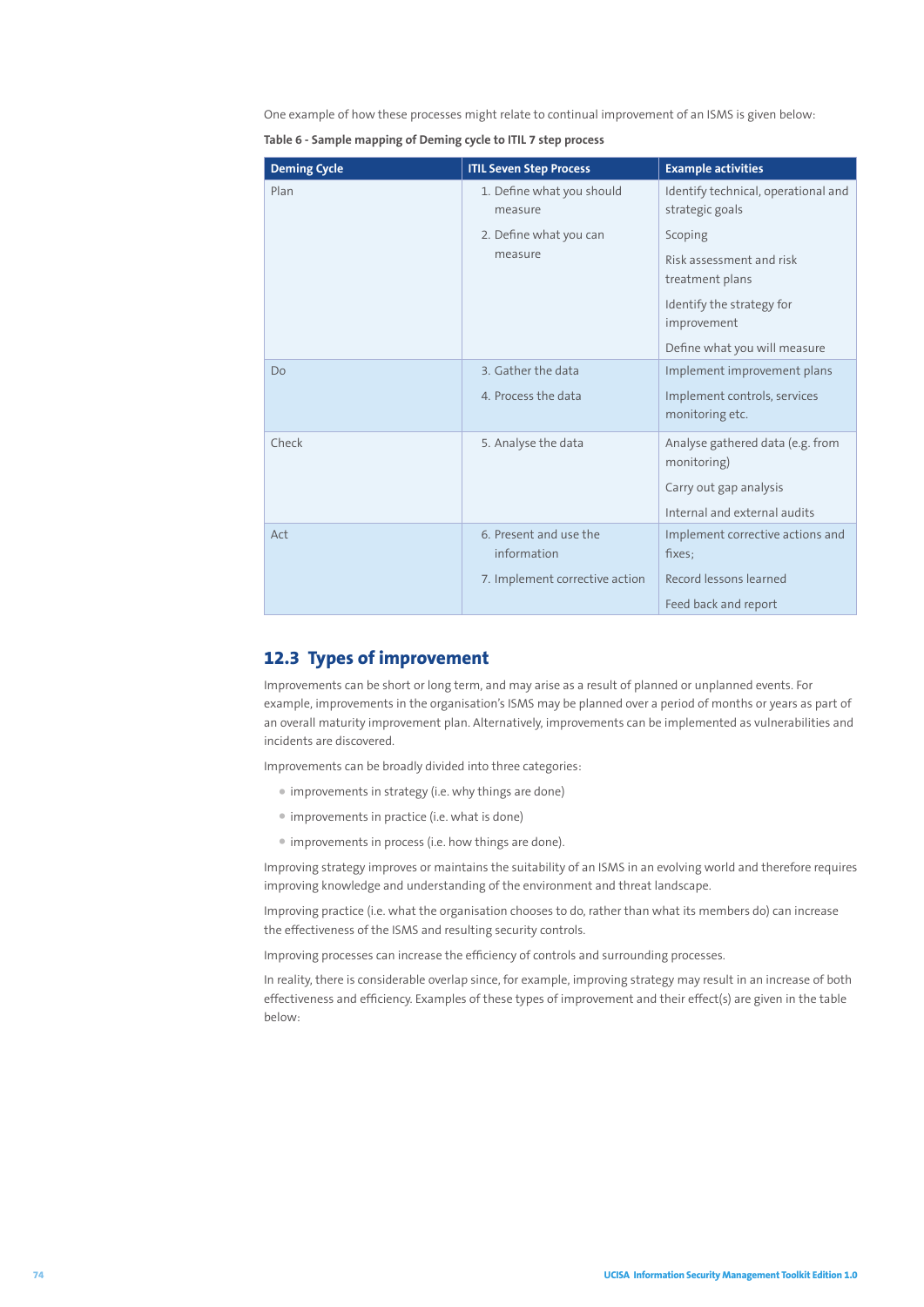One example of how these processes might relate to continual improvement of an ISMS is given below:

**Table 6 - Sample mapping of Deming cycle to ITIL 7 step process**

| Deming Cycle | ITIL Seven Step Process | Example activities |
|---|---|---|
| Plan | 1. Define what you should measure<br>2. Define what you can measure | Identify technical, operational and strategic goals<br>Scoping<br>Risk assessment and risk treatment plans<br>Identify the strategy for improvement<br>Define what you will measure |
| Do | 3. Gather the data<br>4. Process the data | Implement improvement plans<br>Implement controls, services monitoring etc. |
| Check | 5. Analyse the data | Analyse gathered data (e.g. from monitoring)<br>Carry out gap analysis<br>Internal and external audits |
| Act | 6. Present and use the information<br>7. Implement corrective action | Implement corrective actions and fixes;<br>Record lessons learned<br>Feed back and report |

## 12.3 Types of improvement

Improvements can be short or long term, and may arise as a result of planned or unplanned events. For example, improvements in the organisation's ISMS may be planned over a period of months or years as part of an overall maturity improvement plan. Alternatively, improvements can be implemented as vulnerabilities and incidents are discovered.

Improvements can be broadly divided into three categories:

- improvements in strategy (i.e. why things are done)
- improvements in practice (i.e. what is done)
- improvements in process (i.e. how things are done).

Improving strategy improves or maintains the suitability of an ISMS in an evolving world and therefore requires improving knowledge and understanding of the environment and threat landscape.

Improving practice (i.e. what the organisation chooses to do, rather than what its members do) can increase the effectiveness of the ISMS and resulting security controls.

Improving processes can increase the efficiency of controls and surrounding processes.

In reality, there is considerable overlap since, for example, improving strategy may result in an increase of both effectiveness and efficiency. Examples of these types of improvement and their effect(s) are given in the table below: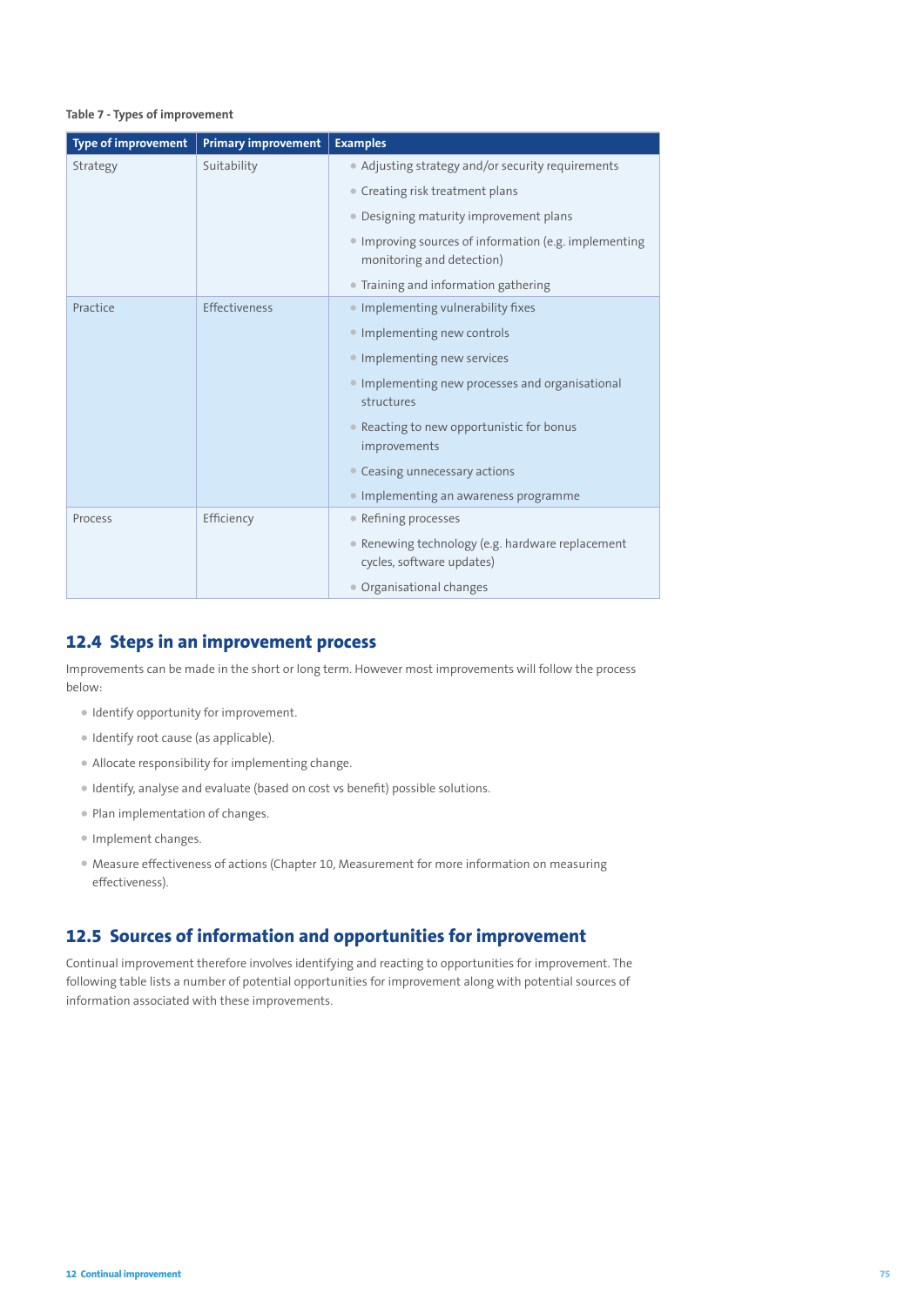**Table 7 - Types of improvement**

| Type of improvement | Primary improvement | Examples |
|---|---|---|
| Strategy | Suitability | • Adjusting strategy and/or security requirements<br>• Creating risk treatment plans<br>• Designing maturity improvement plans<br>• Improving sources of information (e.g. implementing monitoring and detection)<br>• Training and information gathering |
| Practice | Effectiveness | • Implementing vulnerability fixes<br>• Implementing new controls<br>• Implementing new services<br>• Implementing new processes and organisational structures<br>• Reacting to new opportunistic for bonus improvements<br>• Ceasing unnecessary actions<br>• Implementing an awareness programme |
| Process | Efficiency | • Refining processes<br>• Renewing technology (e.g. hardware replacement cycles, software updates)<br>• Organisational changes |

## 12.4 Steps in an improvement process

Improvements can be made in the short or long term. However most improvements will follow the process below:

- Identify opportunity for improvement.
- Identify root cause (as applicable).
- Allocate responsibility for implementing change.
- Identify, analyse and evaluate (based on cost vs benefit) possible solutions.
- Plan implementation of changes.
- Implement changes.
- Measure effectiveness of actions (Chapter 10, Measurement for more information on measuring effectiveness).

## 12.5 Sources of information and opportunities for improvement

Continual improvement therefore involves identifying and reacting to opportunities for improvement. The following table lists a number of potential opportunities for improvement along with potential sources of information associated with these improvements.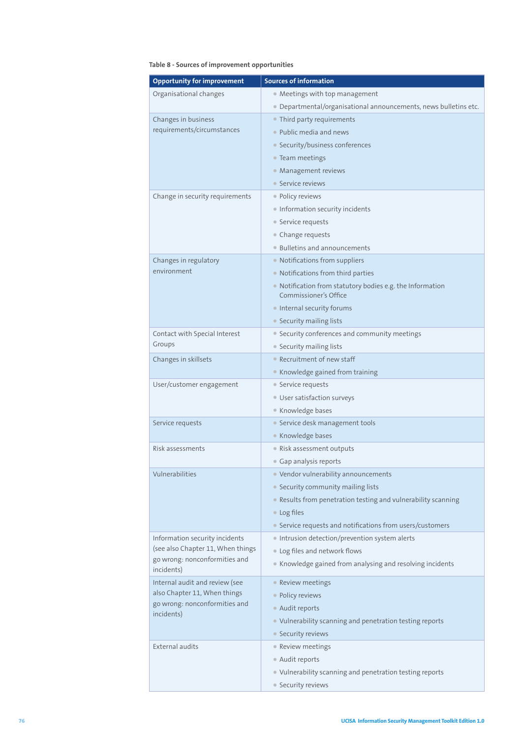**Table 8 - Sources of improvement opportunities**

| Opportunity for improvement | Sources of information |
|---|---|
| Organisational changes | • Meetings with top management<br>• Departmental/organisational announcements, news bulletins etc. |
| Changes in business requirements/circumstances | • Third party requirements<br>• Public media and news<br>• Security/business conferences<br>• Team meetings<br>• Management reviews<br>• Service reviews |
| Change in security requirements | • Policy reviews<br>• Information security incidents<br>• Service requests<br>• Change requests<br>• Bulletins and announcements |
| Changes in regulatory environment | • Notifications from suppliers<br>• Notifications from third parties<br>• Notification from statutory bodies e.g. the Information Commissioner's Office<br>• Internal security forums<br>• Security mailing lists |
| Contact with Special Interest Groups | • Security conferences and community meetings<br>• Security mailing lists |
| Changes in skillsets | • Recruitment of new staff<br>• Knowledge gained from training |
| User/customer engagement | • Service requests<br>• User satisfaction surveys<br>• Knowledge bases |
| Service requests | • Service desk management tools<br>• Knowledge bases |
| Risk assessments | • Risk assessment outputs<br>• Gap analysis reports |
| Vulnerabilities | • Vendor vulnerability announcements<br>• Security community mailing lists<br>• Results from penetration testing and vulnerability scanning<br>• Log files<br>• Service requests and notifications from users/customers |
| Information security incidents (see also Chapter 11, When things go wrong: nonconformities and incidents) | • Intrusion detection/prevention system alerts<br>• Log files and network flows<br>• Knowledge gained from analysing and resolving incidents |
| Internal audit and review (see also Chapter 11, When things go wrong: nonconformities and incidents) | • Review meetings<br>• Policy reviews<br>• Audit reports<br>• Vulnerability scanning and penetration testing reports<br>• Security reviews |
| External audits | • Review meetings<br>• Audit reports<br>• Vulnerability scanning and penetration testing reports<br>• Security reviews |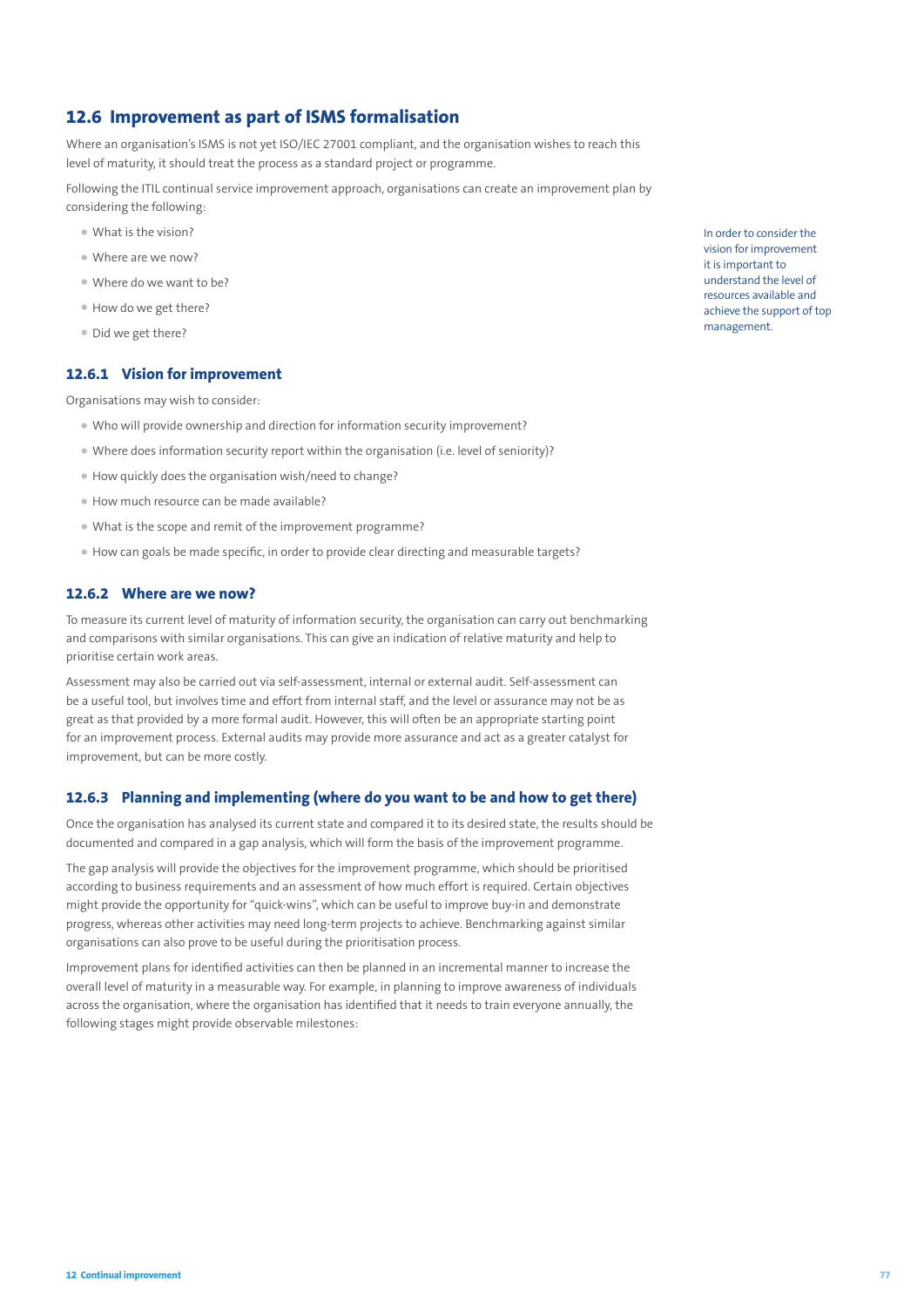## 12.6 Improvement as part of ISMS formalisation

Where an organisation's ISMS is not yet ISO/IEC 27001 compliant, and the organisation wishes to reach this level of maturity, it should treat the process as a standard project or programme.

Following the ITIL continual service improvement approach, organisations can create an improvement plan by considering the following:

- What is the vision?
- Where are we now?
- Where do we want to be?
- How do we get there?
- Did we get there?

In order to consider the vision for improvement it is important to understand the level of resources available and achieve the support of top management.

### 12.6.1 Vision for improvement

Organisations may wish to consider:

- Who will provide ownership and direction for information security improvement?
- Where does information security report within the organisation (i.e. level of seniority)?
- How quickly does the organisation wish/need to change?
- How much resource can be made available?
- What is the scope and remit of the improvement programme?
- How can goals be made specific, in order to provide clear directing and measurable targets?

### 12.6.2 Where are we now?

To measure its current level of maturity of information security, the organisation can carry out benchmarking and comparisons with similar organisations. This can give an indication of relative maturity and help to prioritise certain work areas.

Assessment may also be carried out via self-assessment, internal or external audit. Self-assessment can be a useful tool, but involves time and effort from internal staff, and the level or assurance may not be as great as that provided by a more formal audit. However, this will often be an appropriate starting point for an improvement process. External audits may provide more assurance and act as a greater catalyst for improvement, but can be more costly.

### 12.6.3 Planning and implementing (where do you want to be and how to get there)

Once the organisation has analysed its current state and compared it to its desired state, the results should be documented and compared in a gap analysis, which will form the basis of the improvement programme.

The gap analysis will provide the objectives for the improvement programme, which should be prioritised according to business requirements and an assessment of how much effort is required. Certain objectives might provide the opportunity for "quick-wins", which can be useful to improve buy-in and demonstrate progress, whereas other activities may need long-term projects to achieve. Benchmarking against similar organisations can also prove to be useful during the prioritisation process.

Improvement plans for identified activities can then be planned in an incremental manner to increase the overall level of maturity in a measurable way. For example, in planning to improve awareness of individuals across the organisation, where the organisation has identified that it needs to train everyone annually, the following stages might provide observable milestones: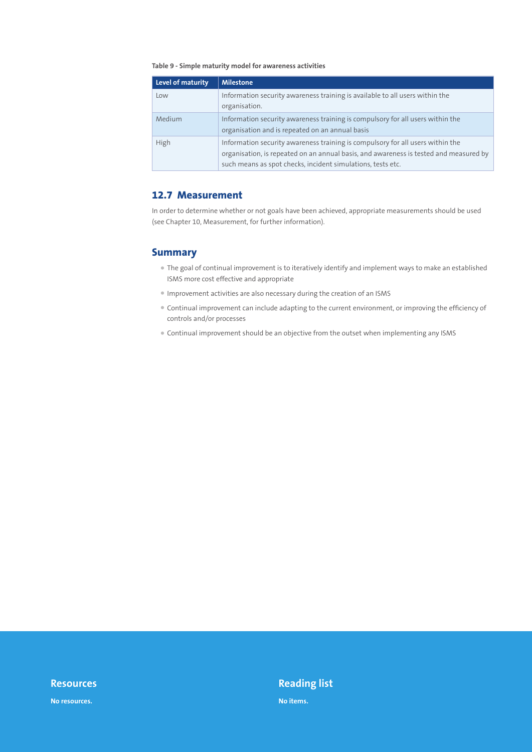**Table 9 - Simple maturity model for awareness activities**

| Level of maturity | Milestone |
| --- | --- |
| Low | Information security awareness training is available to all users within the organisation. |
| Medium | Information security awareness training is compulsory for all users within the organisation and is repeated on an annual basis |
| High | Information security awareness training is compulsory for all users within the organisation, is repeated on an annual basis, and awareness is tested and measured by such means as spot checks, incident simulations, tests etc. |

## 12.7 Measurement

In order to determine whether or not goals have been achieved, appropriate measurements should be used (see Chapter 10, Measurement, for further information).

## Summary

- The goal of continual improvement is to iteratively identify and implement ways to make an established ISMS more cost effective and appropriate
- Improvement activities are also necessary during the creation of an ISMS
- Continual improvement can include adapting to the current environment, or improving the efficiency of controls and/or processes
- Continual improvement should be an objective from the outset when implementing any ISMS

## Resources

**No resources.**

## Reading list

**No items.**